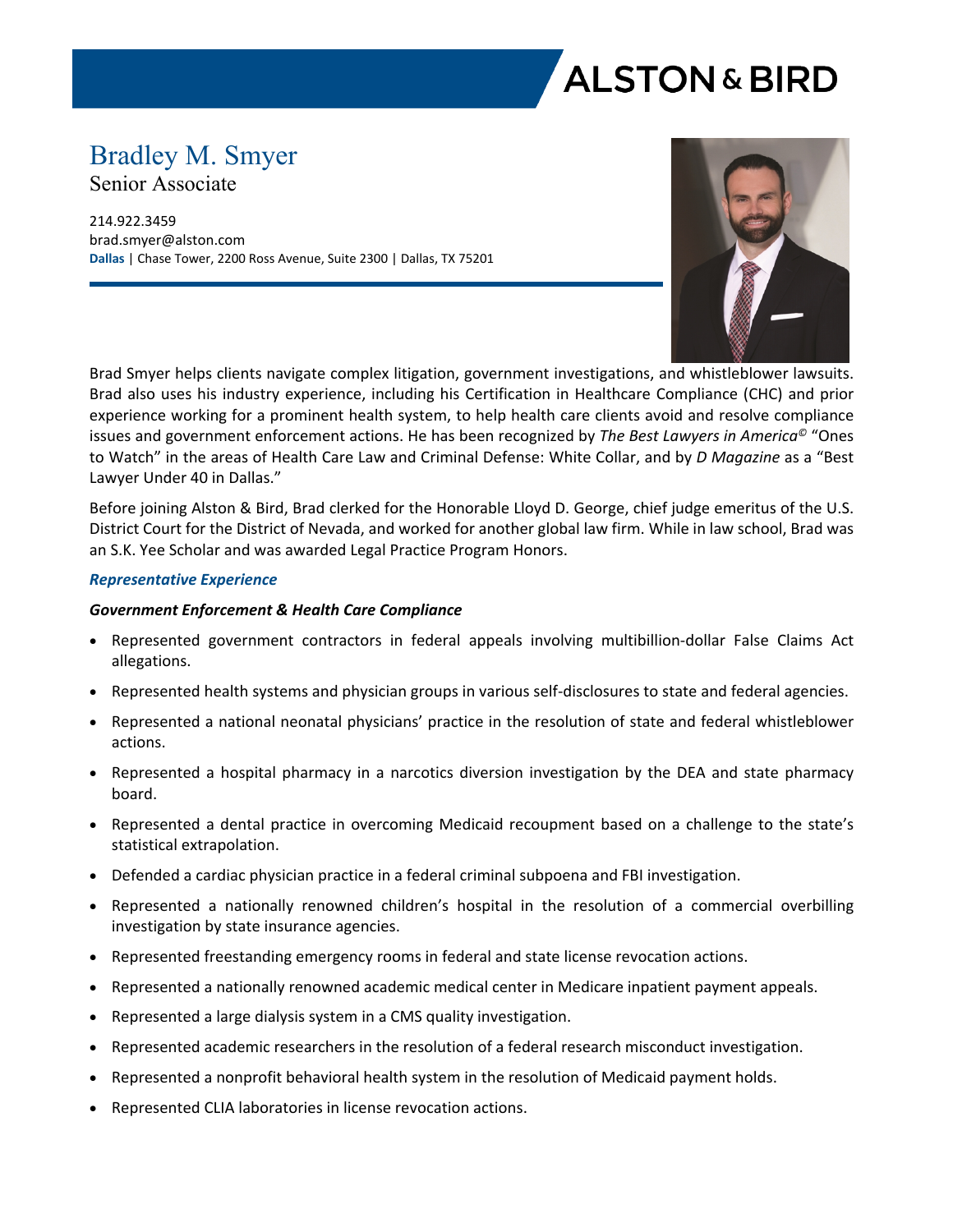# Bradley M. Smyer

Senior Associate

214.922.3459
brad.smyer@alston.com
**Dallas** | Chase Tower, 2200 Ross Avenue, Suite 2300 | Dallas, TX 75201

Brad Smyer helps clients navigate complex litigation, government investigations, and whistleblower lawsuits. Brad also uses his industry experience, including his Certification in Healthcare Compliance (CHC) and prior experience working for a prominent health system, to help health care clients avoid and resolve compliance issues and government enforcement actions. He has been recognized by *The Best Lawyers in America©* "Ones to Watch" in the areas of Health Care Law and Criminal Defense: White Collar, and by *D Magazine* as a "Best Lawyer Under 40 in Dallas."

Before joining Alston & Bird, Brad clerked for the Honorable Lloyd D. George, chief judge emeritus of the U.S. District Court for the District of Nevada, and worked for another global law firm. While in law school, Brad was an S.K. Yee Scholar and was awarded Legal Practice Program Honors.

## *Representative Experience*

### *Government Enforcement & Health Care Compliance*

- Represented government contractors in federal appeals involving multibillion-dollar False Claims Act allegations.
- Represented health systems and physician groups in various self-disclosures to state and federal agencies.
- Represented a national neonatal physicians' practice in the resolution of state and federal whistleblower actions.
- Represented a hospital pharmacy in a narcotics diversion investigation by the DEA and state pharmacy board.
- Represented a dental practice in overcoming Medicaid recoupment based on a challenge to the state's statistical extrapolation.
- Defended a cardiac physician practice in a federal criminal subpoena and FBI investigation.
- Represented a nationally renowned children's hospital in the resolution of a commercial overbilling investigation by state insurance agencies.
- Represented freestanding emergency rooms in federal and state license revocation actions.
- Represented a nationally renowned academic medical center in Medicare inpatient payment appeals.
- Represented a large dialysis system in a CMS quality investigation.
- Represented academic researchers in the resolution of a federal research misconduct investigation.
- Represented a nonprofit behavioral health system in the resolution of Medicaid payment holds.
- Represented CLIA laboratories in license revocation actions.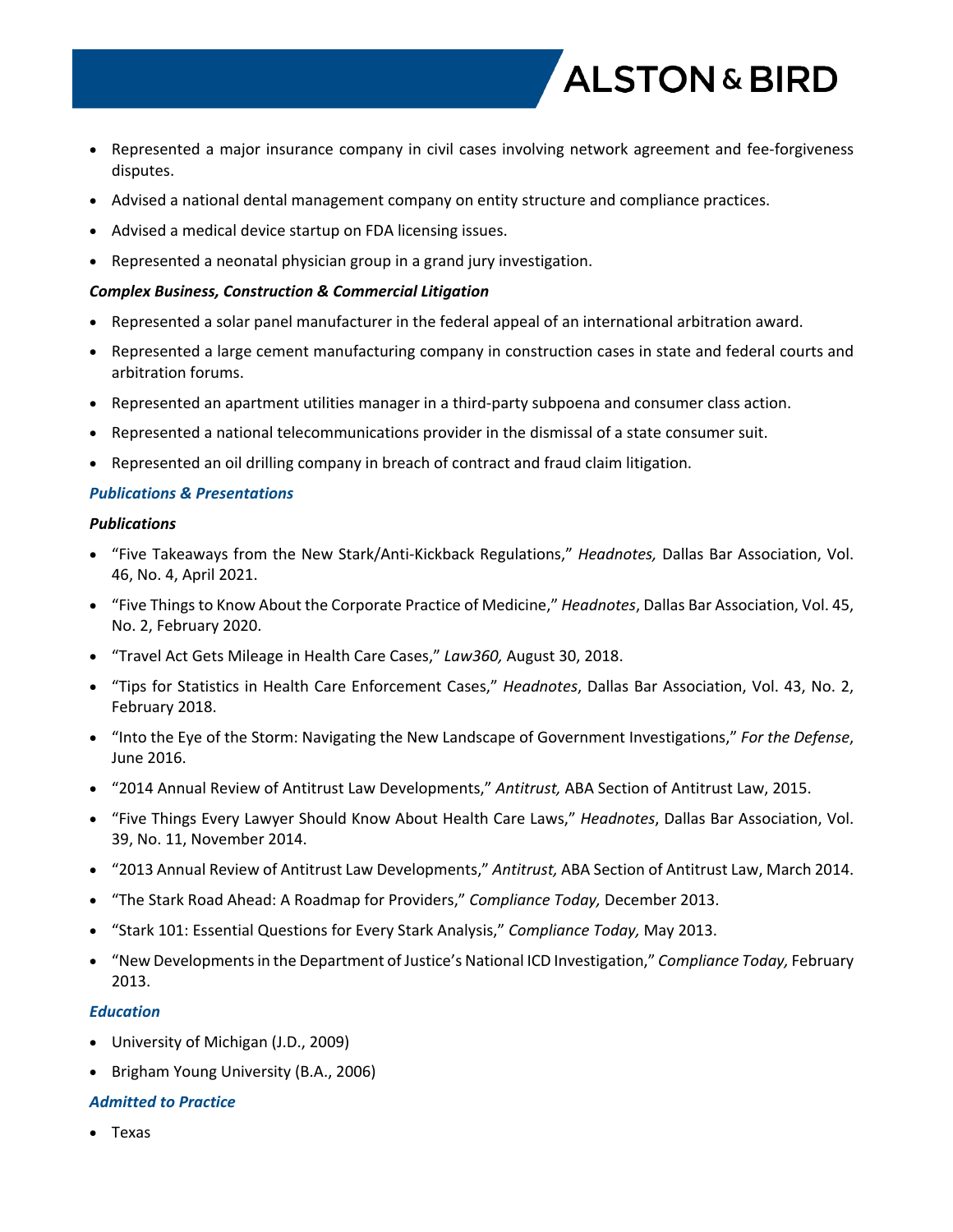- Represented a major insurance company in civil cases involving network agreement and fee-forgiveness disputes.
- Advised a national dental management company on entity structure and compliance practices.
- Advised a medical device startup on FDA licensing issues.
- Represented a neonatal physician group in a grand jury investigation.

***Complex Business, Construction & Commercial Litigation***

- Represented a solar panel manufacturer in the federal appeal of an international arbitration award.
- Represented a large cement manufacturing company in construction cases in state and federal courts and arbitration forums.
- Represented an apartment utilities manager in a third-party subpoena and consumer class action.
- Represented a national telecommunications provider in the dismissal of a state consumer suit.
- Represented an oil drilling company in breach of contract and fraud claim litigation.

## *Publications & Presentations*

***Publications***

- "Five Takeaways from the New Stark/Anti-Kickback Regulations," *Headnotes,* Dallas Bar Association, Vol. 46, No. 4, April 2021.
- "Five Things to Know About the Corporate Practice of Medicine," *Headnotes*, Dallas Bar Association, Vol. 45, No. 2, February 2020.
- "Travel Act Gets Mileage in Health Care Cases," *Law360,* August 30, 2018.
- "Tips for Statistics in Health Care Enforcement Cases," *Headnotes*, Dallas Bar Association, Vol. 43, No. 2, February 2018.
- "Into the Eye of the Storm: Navigating the New Landscape of Government Investigations," *For the Defense*, June 2016.
- "2014 Annual Review of Antitrust Law Developments," *Antitrust,* ABA Section of Antitrust Law, 2015.
- "Five Things Every Lawyer Should Know About Health Care Laws," *Headnotes*, Dallas Bar Association, Vol. 39, No. 11, November 2014.
- "2013 Annual Review of Antitrust Law Developments," *Antitrust,* ABA Section of Antitrust Law, March 2014.
- "The Stark Road Ahead: A Roadmap for Providers," *Compliance Today,* December 2013.
- "Stark 101: Essential Questions for Every Stark Analysis," *Compliance Today,* May 2013.
- "New Developments in the Department of Justice's National ICD Investigation," *Compliance Today,* February 2013.

## *Education*

- University of Michigan (J.D., 2009)
- Brigham Young University (B.A., 2006)

## *Admitted to Practice*

- Texas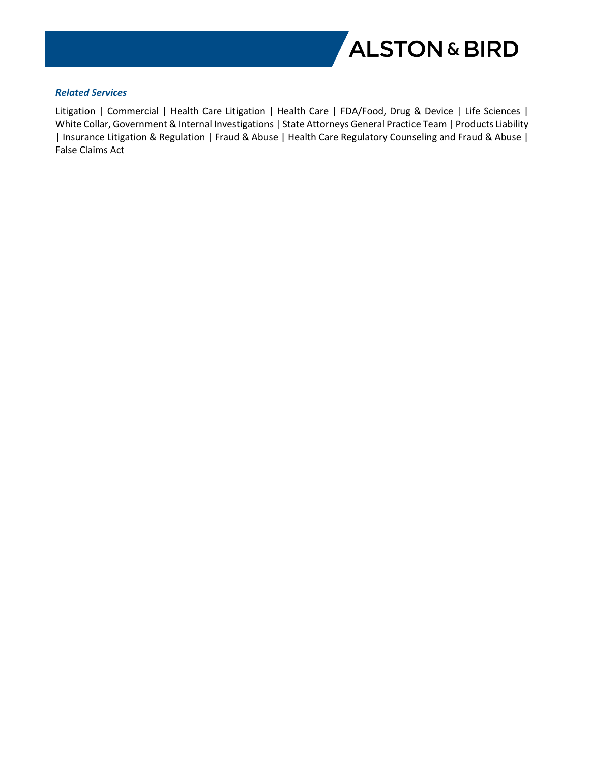***Related Services***

Litigation | Commercial | Health Care Litigation | Health Care | FDA/Food, Drug & Device | Life Sciences | White Collar, Government & Internal Investigations | State Attorneys General Practice Team | Products Liability | Insurance Litigation & Regulation | Fraud & Abuse | Health Care Regulatory Counseling and Fraud & Abuse | False Claims Act